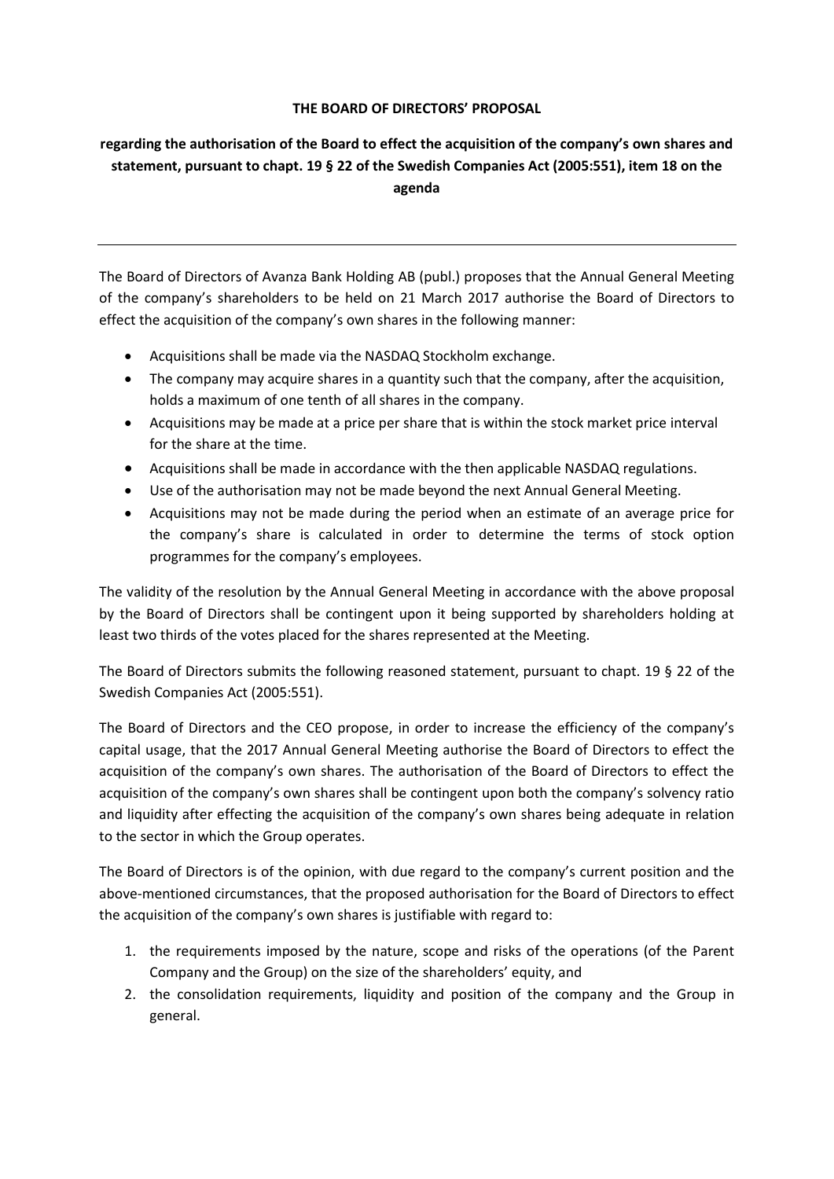**THE BOARD OF DIRECTORS' PROPOSAL**

**regarding the authorisation of the Board to effect the acquisition of the company's own shares and statement, pursuant to chapt. 19 § 22 of the Swedish Companies Act (2005:551), item 18 on the agenda**

---

The Board of Directors of Avanza Bank Holding AB (publ.) proposes that the Annual General Meeting of the company's shareholders to be held on 21 March 2017 authorise the Board of Directors to effect the acquisition of the company's own shares in the following manner:

- Acquisitions shall be made via the NASDAQ Stockholm exchange.
- The company may acquire shares in a quantity such that the company, after the acquisition, holds a maximum of one tenth of all shares in the company.
- Acquisitions may be made at a price per share that is within the stock market price interval for the share at the time.
- Acquisitions shall be made in accordance with the then applicable NASDAQ regulations.
- Use of the authorisation may not be made beyond the next Annual General Meeting.
- Acquisitions may not be made during the period when an estimate of an average price for the company's share is calculated in order to determine the terms of stock option programmes for the company's employees.

The validity of the resolution by the Annual General Meeting in accordance with the above proposal by the Board of Directors shall be contingent upon it being supported by shareholders holding at least two thirds of the votes placed for the shares represented at the Meeting.

The Board of Directors submits the following reasoned statement, pursuant to chapt. 19 § 22 of the Swedish Companies Act (2005:551).

The Board of Directors and the CEO propose, in order to increase the efficiency of the company's capital usage, that the 2017 Annual General Meeting authorise the Board of Directors to effect the acquisition of the company's own shares. The authorisation of the Board of Directors to effect the acquisition of the company's own shares shall be contingent upon both the company's solvency ratio and liquidity after effecting the acquisition of the company's own shares being adequate in relation to the sector in which the Group operates.

The Board of Directors is of the opinion, with due regard to the company's current position and the above-mentioned circumstances, that the proposed authorisation for the Board of Directors to effect the acquisition of the company's own shares is justifiable with regard to:

1. the requirements imposed by the nature, scope and risks of the operations (of the Parent Company and the Group) on the size of the shareholders' equity, and
2. the consolidation requirements, liquidity and position of the company and the Group in general.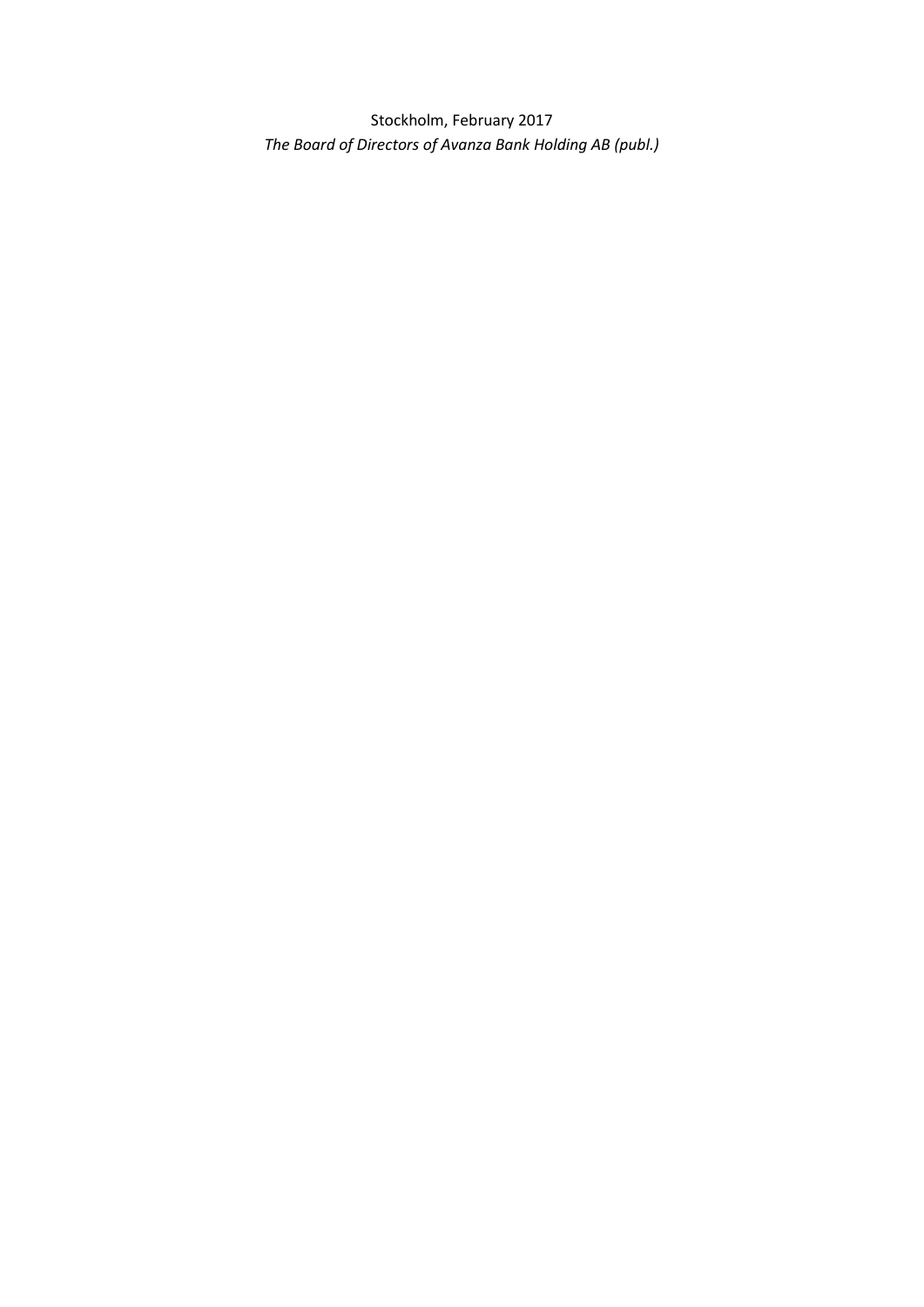Stockholm, February 2017

*The Board of Directors of Avanza Bank Holding AB (publ.)*